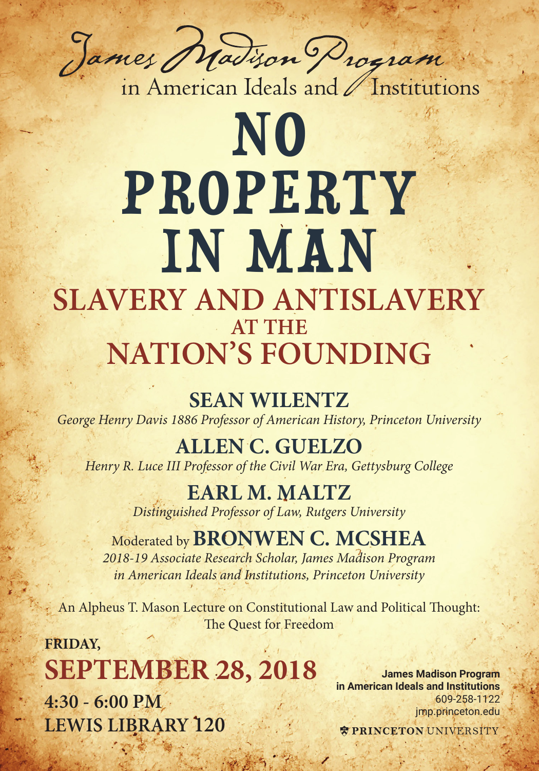James Madison Program
in American Ideals and Institutions

# NO PROPERTY IN MAN

## SLAVERY AND ANTISLAVERY AT THE NATION'S FOUNDING

**SEAN WILENTZ**
*George Henry Davis 1886 Professor of American History, Princeton University*

**ALLEN C. GUELZO**
*Henry R. Luce III Professor of the Civil War Era, Gettysburg College*

**EARL M. MALTZ**
*Distinguished Professor of Law, Rutgers University*

Moderated by **BRONWEN C. MCSHEA**
*2018-19 Associate Research Scholar, James Madison Program in American Ideals and Institutions, Princeton University*

An Alpheus T. Mason Lecture on Constitutional Law and Political Thought: The Quest for Freedom

**FRIDAY,**
**SEPTEMBER 28, 2018**
**4:30 - 6:00 PM**
**LEWIS LIBRARY 120**

**James Madison Program**
**in American Ideals and Institutions**
609-258-1122
jmp.princeton.edu

PRINCETON UNIVERSITY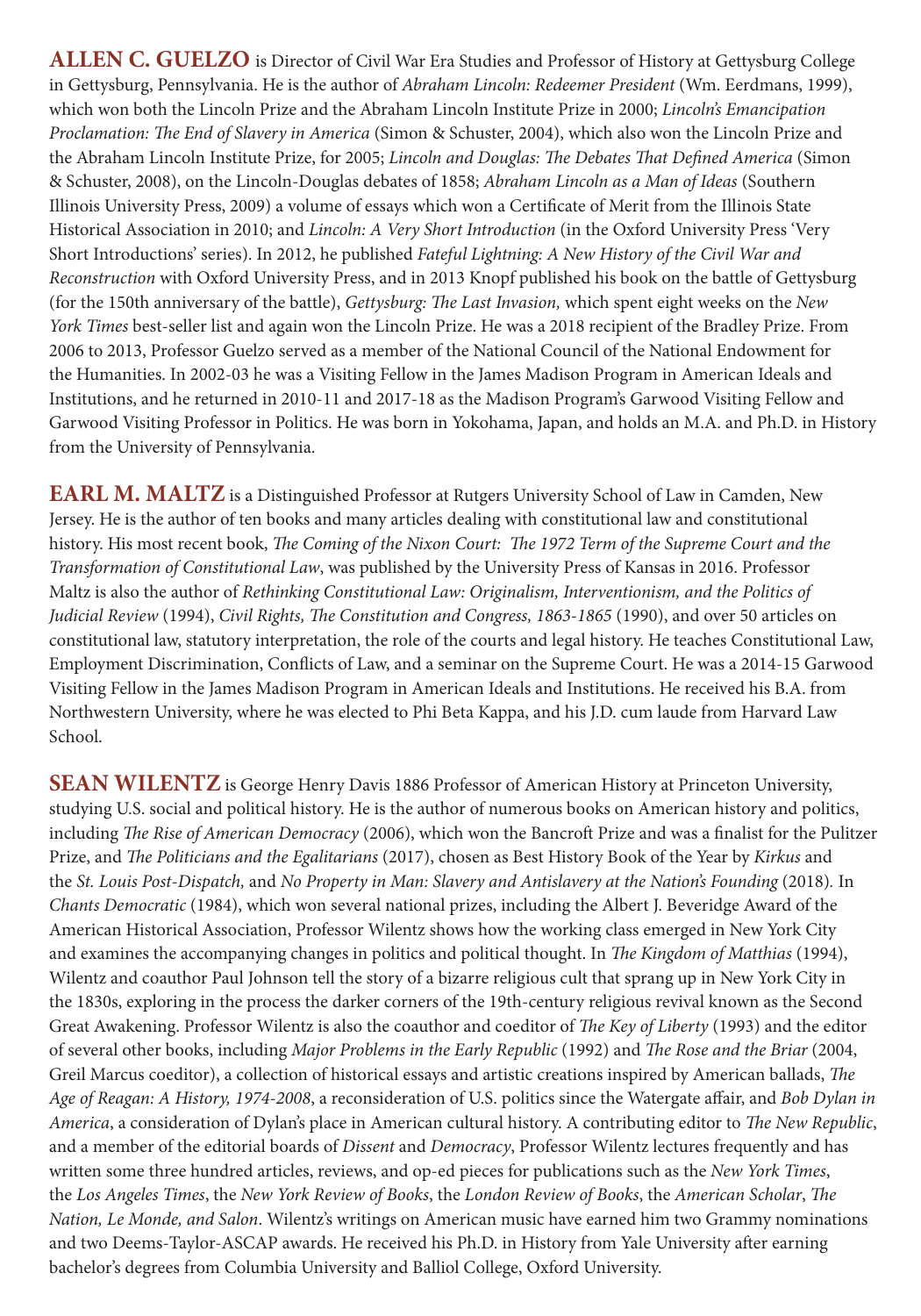**ALLEN C. GUELZO** is Director of Civil War Era Studies and Professor of History at Gettysburg College in Gettysburg, Pennsylvania. He is the author of *Abraham Lincoln: Redeemer President* (Wm. Eerdmans, 1999), which won both the Lincoln Prize and the Abraham Lincoln Institute Prize in 2000; *Lincoln's Emancipation Proclamation: The End of Slavery in America* (Simon & Schuster, 2004), which also won the Lincoln Prize and the Abraham Lincoln Institute Prize, for 2005; *Lincoln and Douglas: The Debates That Defined America* (Simon & Schuster, 2008), on the Lincoln-Douglas debates of 1858; *Abraham Lincoln as a Man of Ideas* (Southern Illinois University Press, 2009) a volume of essays which won a Certificate of Merit from the Illinois State Historical Association in 2010; and *Lincoln: A Very Short Introduction* (in the Oxford University Press 'Very Short Introductions' series). In 2012, he published *Fateful Lightning: A New History of the Civil War and Reconstruction* with Oxford University Press, and in 2013 Knopf published his book on the battle of Gettysburg (for the 150th anniversary of the battle), *Gettysburg: The Last Invasion,* which spent eight weeks on the *New York Times* best-seller list and again won the Lincoln Prize. He was a 2018 recipient of the Bradley Prize. From 2006 to 2013, Professor Guelzo served as a member of the National Council of the National Endowment for the Humanities. In 2002-03 he was a Visiting Fellow in the James Madison Program in American Ideals and Institutions, and he returned in 2010-11 and 2017-18 as the Madison Program's Garwood Visiting Fellow and Garwood Visiting Professor in Politics. He was born in Yokohama, Japan, and holds an M.A. and Ph.D. in History from the University of Pennsylvania.

**EARL M. MALTZ** is a Distinguished Professor at Rutgers University School of Law in Camden, New Jersey. He is the author of ten books and many articles dealing with constitutional law and constitutional history. His most recent book, *The Coming of the Nixon Court: The 1972 Term of the Supreme Court and the Transformation of Constitutional Law*, was published by the University Press of Kansas in 2016. Professor Maltz is also the author of *Rethinking Constitutional Law: Originalism, Interventionism, and the Politics of Judicial Review* (1994), *Civil Rights, The Constitution and Congress, 1863-1865* (1990), and over 50 articles on constitutional law, statutory interpretation, the role of the courts and legal history. He teaches Constitutional Law, Employment Discrimination, Conflicts of Law, and a seminar on the Supreme Court. He was a 2014-15 Garwood Visiting Fellow in the James Madison Program in American Ideals and Institutions. He received his B.A. from Northwestern University, where he was elected to Phi Beta Kappa, and his J.D. cum laude from Harvard Law School.

**SEAN WILENTZ** is George Henry Davis 1886 Professor of American History at Princeton University, studying U.S. social and political history. He is the author of numerous books on American history and politics, including *The Rise of American Democracy* (2006), which won the Bancroft Prize and was a finalist for the Pulitzer Prize, and *The Politicians and the Egalitarians* (2017), chosen as Best History Book of the Year by *Kirkus* and the *St. Louis Post-Dispatch,* and *No Property in Man: Slavery and Antislavery at the Nation's Founding* (2018). In *Chants Democratic* (1984), which won several national prizes, including the Albert J. Beveridge Award of the American Historical Association, Professor Wilentz shows how the working class emerged in New York City and examines the accompanying changes in politics and political thought. In *The Kingdom of Matthias* (1994), Wilentz and coauthor Paul Johnson tell the story of a bizarre religious cult that sprang up in New York City in the 1830s, exploring in the process the darker corners of the 19th-century religious revival known as the Second Great Awakening. Professor Wilentz is also the coauthor and coeditor of *The Key of Liberty* (1993) and the editor of several other books, including *Major Problems in the Early Republic* (1992) and *The Rose and the Briar* (2004, Greil Marcus coeditor), a collection of historical essays and artistic creations inspired by American ballads, *The Age of Reagan: A History, 1974-2008*, a reconsideration of U.S. politics since the Watergate affair, and *Bob Dylan in America*, a consideration of Dylan's place in American cultural history. A contributing editor to *The New Republic*, and a member of the editorial boards of *Dissent* and *Democracy*, Professor Wilentz lectures frequently and has written some three hundred articles, reviews, and op-ed pieces for publications such as the *New York Times*, the *Los Angeles Times*, the *New York Review of Books*, the *London Review of Books*, the *American Scholar*, *The Nation, Le Monde, and Salon*. Wilentz's writings on American music have earned him two Grammy nominations and two Deems-Taylor-ASCAP awards. He received his Ph.D. in History from Yale University after earning bachelor's degrees from Columbia University and Balliol College, Oxford University.